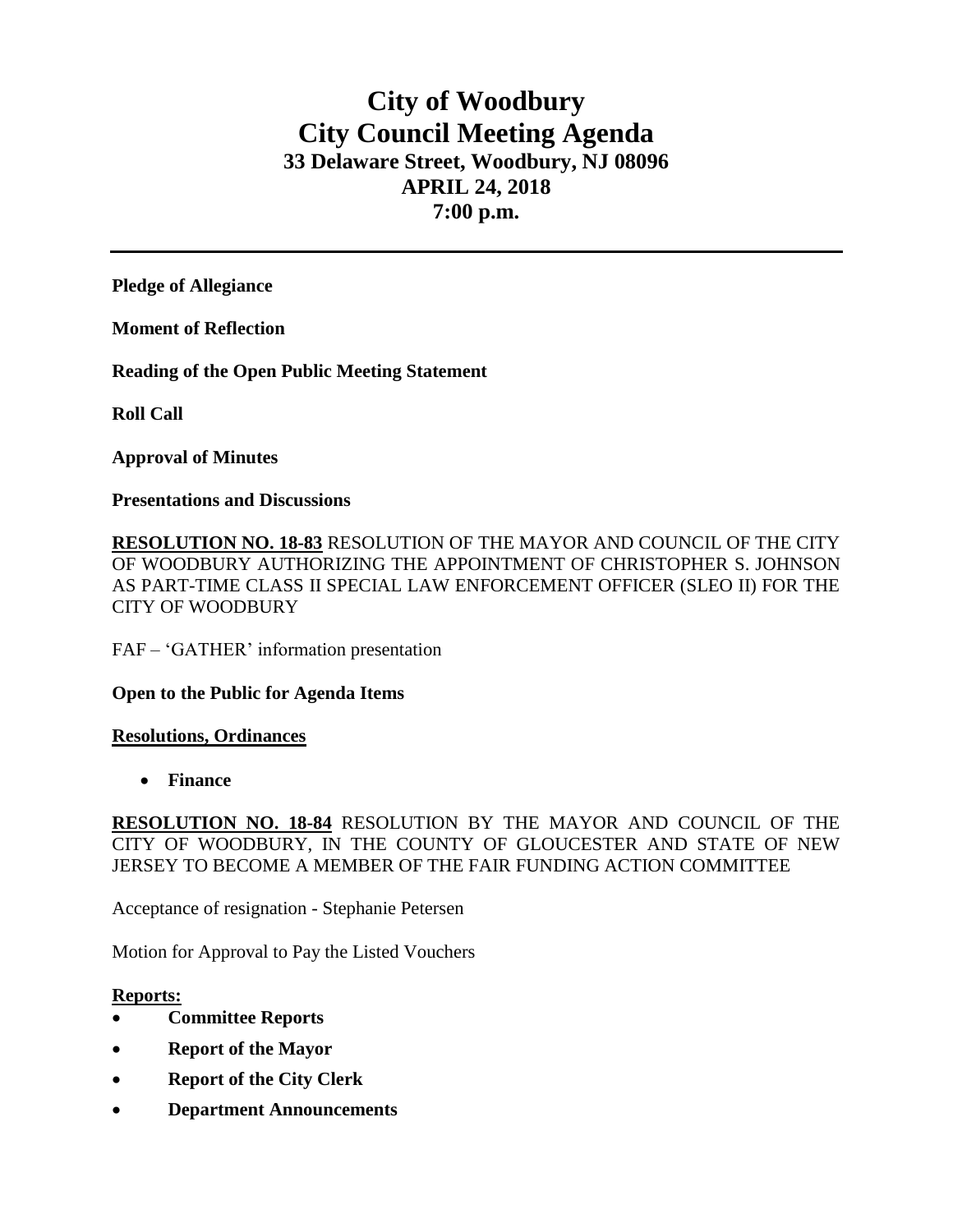# City of Woodbury
# City Council Meeting Agenda
### 33 Delaware Street, Woodbury, NJ 08096
### APRIL 24, 2018
### 7:00 p.m.

---

**Pledge of Allegiance**

**Moment of Reflection**

**Reading of the Open Public Meeting Statement**

**Roll Call**

**Approval of Minutes**

**Presentations and Discussions**

**RESOLUTION NO. 18-83** RESOLUTION OF THE MAYOR AND COUNCIL OF THE CITY OF WOODBURY AUTHORIZING THE APPOINTMENT OF CHRISTOPHER S. JOHNSON AS PART-TIME CLASS II SPECIAL LAW ENFORCEMENT OFFICER (SLEO II) FOR THE CITY OF WOODBURY

FAF – 'GATHER' information presentation

**Open to the Public for Agenda Items**

**Resolutions, Ordinances**

- **Finance**

**RESOLUTION NO. 18-84** RESOLUTION BY THE MAYOR AND COUNCIL OF THE CITY OF WOODBURY, IN THE COUNTY OF GLOUCESTER AND STATE OF NEW JERSEY TO BECOME A MEMBER OF THE FAIR FUNDING ACTION COMMITTEE

Acceptance of resignation - Stephanie Petersen

Motion for Approval to Pay the Listed Vouchers

**Reports:**

- **Committee Reports**
- **Report of the Mayor**
- **Report of the City Clerk**
- **Department Announcements**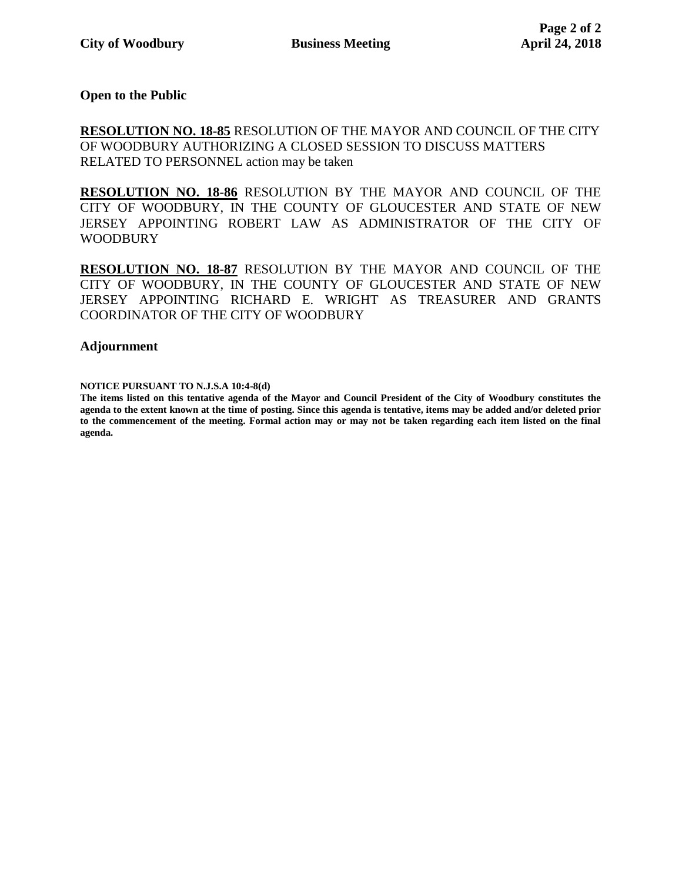## Open to the Public

**RESOLUTION NO. 18-85** RESOLUTION OF THE MAYOR AND COUNCIL OF THE CITY OF WOODBURY AUTHORIZING A CLOSED SESSION TO DISCUSS MATTERS RELATED TO PERSONNEL action may be taken

**RESOLUTION NO. 18-86** RESOLUTION BY THE MAYOR AND COUNCIL OF THE CITY OF WOODBURY, IN THE COUNTY OF GLOUCESTER AND STATE OF NEW JERSEY APPOINTING ROBERT LAW AS ADMINISTRATOR OF THE CITY OF WOODBURY

**RESOLUTION NO. 18-87** RESOLUTION BY THE MAYOR AND COUNCIL OF THE CITY OF WOODBURY, IN THE COUNTY OF GLOUCESTER AND STATE OF NEW JERSEY APPOINTING RICHARD E. WRIGHT AS TREASURER AND GRANTS COORDINATOR OF THE CITY OF WOODBURY

## Adjournment

**NOTICE PURSUANT TO N.J.S.A 10:4-8(d)**

**The items listed on this tentative agenda of the Mayor and Council President of the City of Woodbury constitutes the agenda to the extent known at the time of posting. Since this agenda is tentative, items may be added and/or deleted prior to the commencement of the meeting. Formal action may or may not be taken regarding each item listed on the final agenda.**